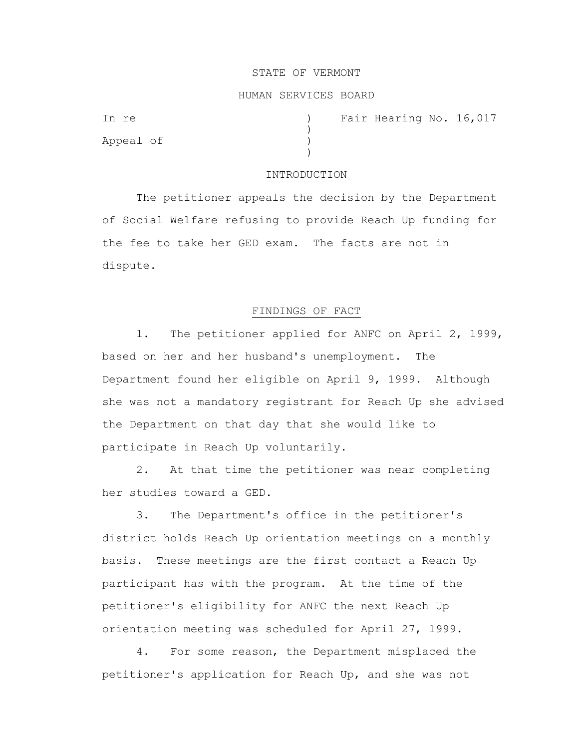STATE OF VERMONT

HUMAN SERVICES BOARD

In re ) Fair Hearing No. 16,017
)
Appeal of )
)

## INTRODUCTION

The petitioner appeals the decision by the Department of Social Welfare refusing to provide Reach Up funding for the fee to take her GED exam. The facts are not in dispute.

## FINDINGS OF FACT

1. The petitioner applied for ANFC on April 2, 1999, based on her and her husband's unemployment. The Department found her eligible on April 9, 1999. Although she was not a mandatory registrant for Reach Up she advised the Department on that day that she would like to participate in Reach Up voluntarily.

2. At that time the petitioner was near completing her studies toward a GED.

3. The Department's office in the petitioner's district holds Reach Up orientation meetings on a monthly basis. These meetings are the first contact a Reach Up participant has with the program. At the time of the petitioner's eligibility for ANFC the next Reach Up orientation meeting was scheduled for April 27, 1999.

4. For some reason, the Department misplaced the petitioner's application for Reach Up, and she was not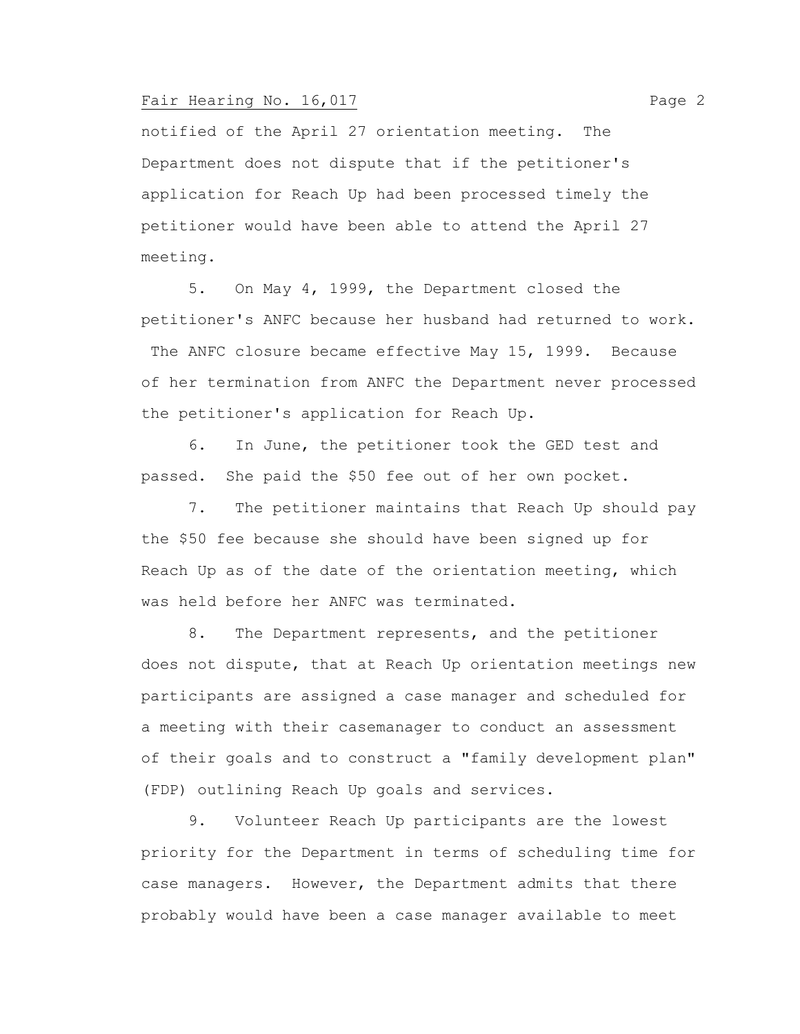notified of the April 27 orientation meeting. The Department does not dispute that if the petitioner's application for Reach Up had been processed timely the petitioner would have been able to attend the April 27 meeting.

5. On May 4, 1999, the Department closed the petitioner's ANFC because her husband had returned to work. The ANFC closure became effective May 15, 1999. Because of her termination from ANFC the Department never processed the petitioner's application for Reach Up.

6. In June, the petitioner took the GED test and passed. She paid the $50 fee out of her own pocket.

7. The petitioner maintains that Reach Up should pay the $50 fee because she should have been signed up for Reach Up as of the date of the orientation meeting, which was held before her ANFC was terminated.

8. The Department represents, and the petitioner does not dispute, that at Reach Up orientation meetings new participants are assigned a case manager and scheduled for a meeting with their casemanager to conduct an assessment of their goals and to construct a "family development plan" (FDP) outlining Reach Up goals and services.

9. Volunteer Reach Up participants are the lowest priority for the Department in terms of scheduling time for case managers. However, the Department admits that there probably would have been a case manager available to meet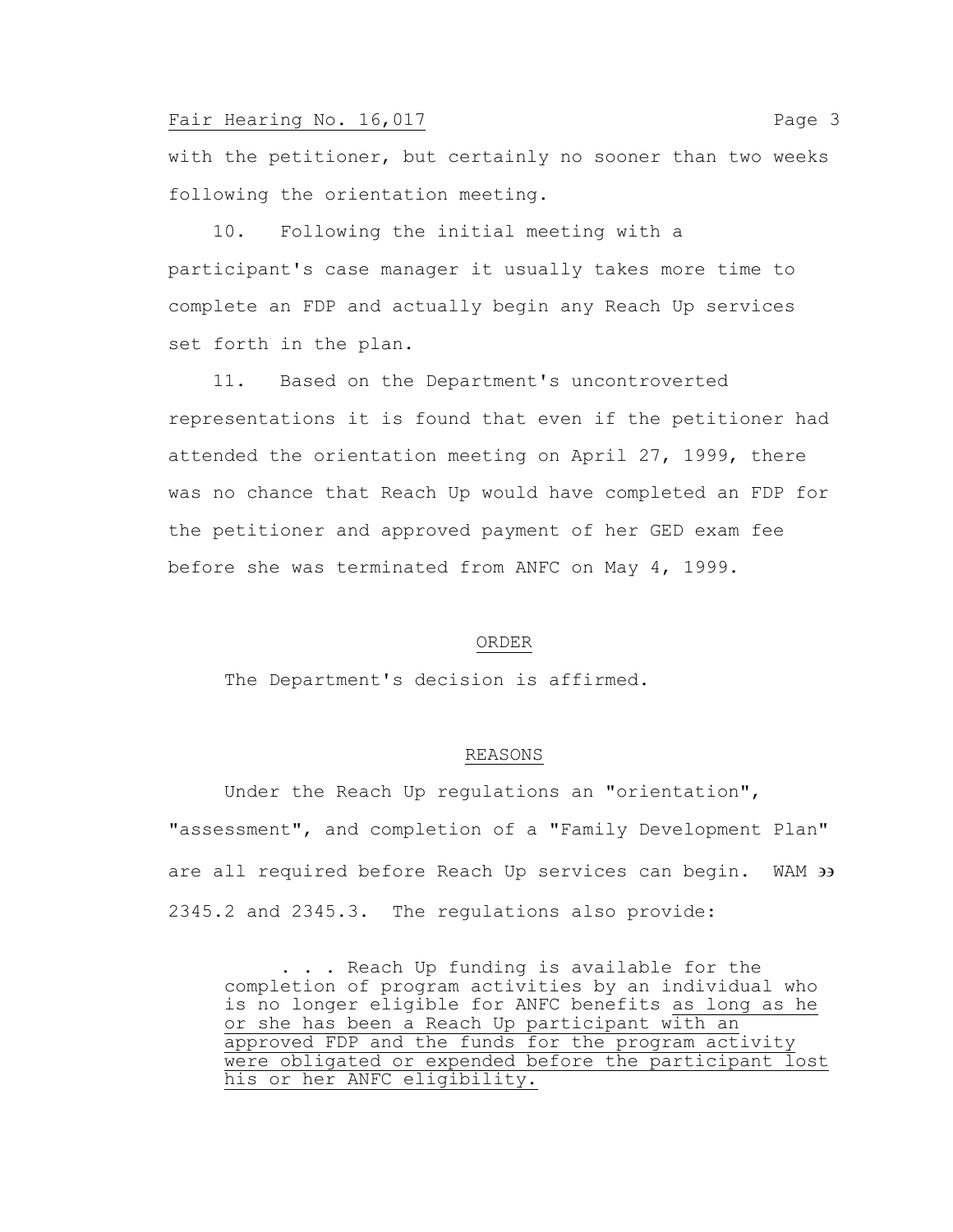with the petitioner, but certainly no sooner than two weeks following the orientation meeting.

10. Following the initial meeting with a participant's case manager it usually takes more time to complete an FDP and actually begin any Reach Up services set forth in the plan.

11. Based on the Department's uncontroverted representations it is found that even if the petitioner had attended the orientation meeting on April 27, 1999, there was no chance that Reach Up would have completed an FDP for the petitioner and approved payment of her GED exam fee before she was terminated from ANFC on May 4, 1999.

## ORDER

The Department's decision is affirmed.

## REASONS

Under the Reach Up regulations an "orientation", "assessment", and completion of a "Family Development Plan" are all required before Reach Up services can begin. WAM §§ 2345.2 and 2345.3. The regulations also provide:

> . . . Reach Up funding is available for the completion of program activities by an individual who is no longer eligible for ANFC benefits <u>as long as he or she has been a Reach Up participant with an approved FDP and the funds for the program activity were obligated or expended before the participant lost his or her ANFC eligibility.</u>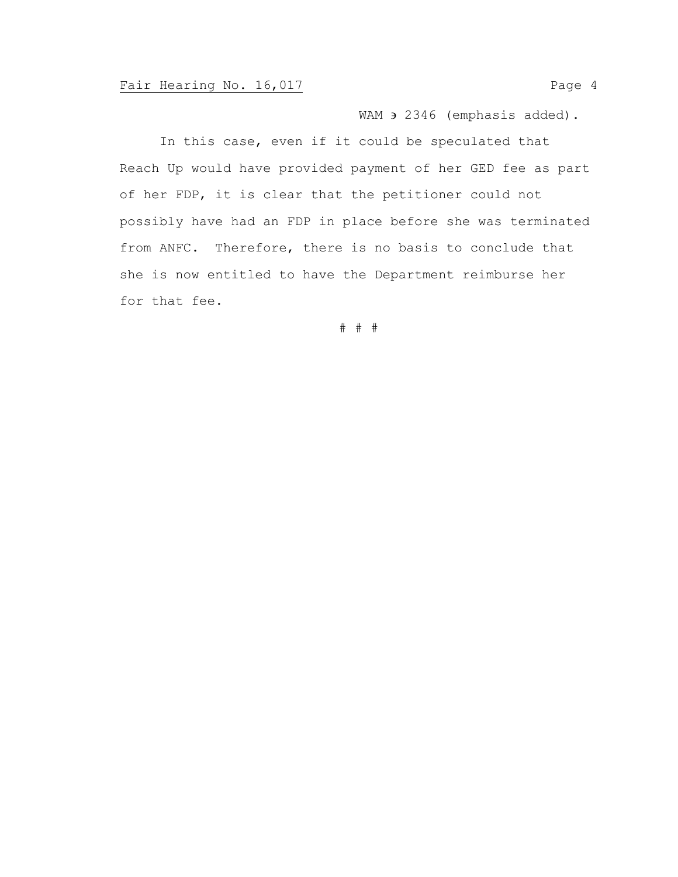WAM ∋ 2346 (emphasis added).

In this case, even if it could be speculated that Reach Up would have provided payment of her GED fee as part of her FDP, it is clear that the petitioner could not possibly have had an FDP in place before she was terminated from ANFC. Therefore, there is no basis to conclude that she is now entitled to have the Department reimburse her for that fee.

# # #